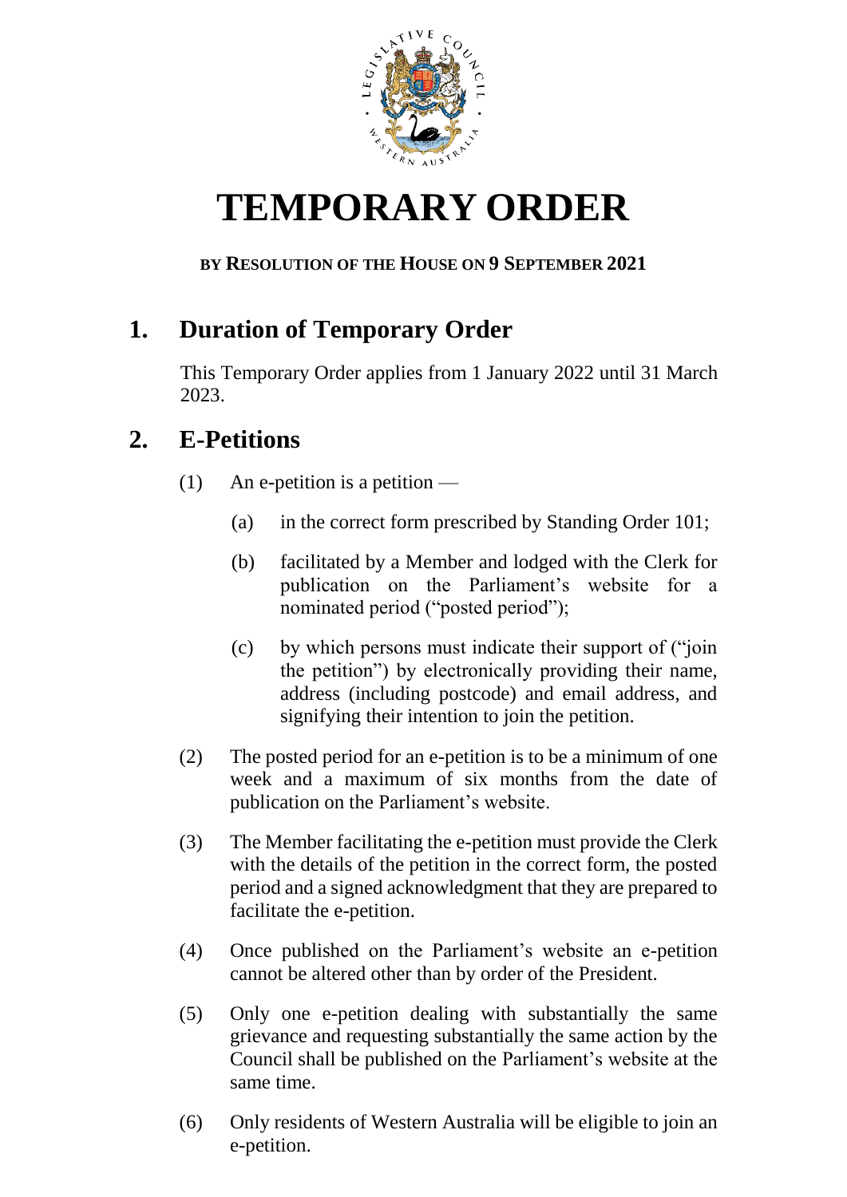# TEMPORARY ORDER

**BY RESOLUTION OF THE HOUSE ON 9 SEPTEMBER 2021**

## 1. Duration of Temporary Order

This Temporary Order applies from 1 January 2022 until 31 March 2023.

## 2. E-Petitions

(1) An e-petition is a petition —

  (a) in the correct form prescribed by Standing Order 101;

  (b) facilitated by a Member and lodged with the Clerk for publication on the Parliament's website for a nominated period ("posted period");

  (c) by which persons must indicate their support of ("join the petition") by electronically providing their name, address (including postcode) and email address, and signifying their intention to join the petition.

(2) The posted period for an e-petition is to be a minimum of one week and a maximum of six months from the date of publication on the Parliament's website.

(3) The Member facilitating the e-petition must provide the Clerk with the details of the petition in the correct form, the posted period and a signed acknowledgment that they are prepared to facilitate the e-petition.

(4) Once published on the Parliament's website an e-petition cannot be altered other than by order of the President.

(5) Only one e-petition dealing with substantially the same grievance and requesting substantially the same action by the Council shall be published on the Parliament's website at the same time.

(6) Only residents of Western Australia will be eligible to join an e-petition.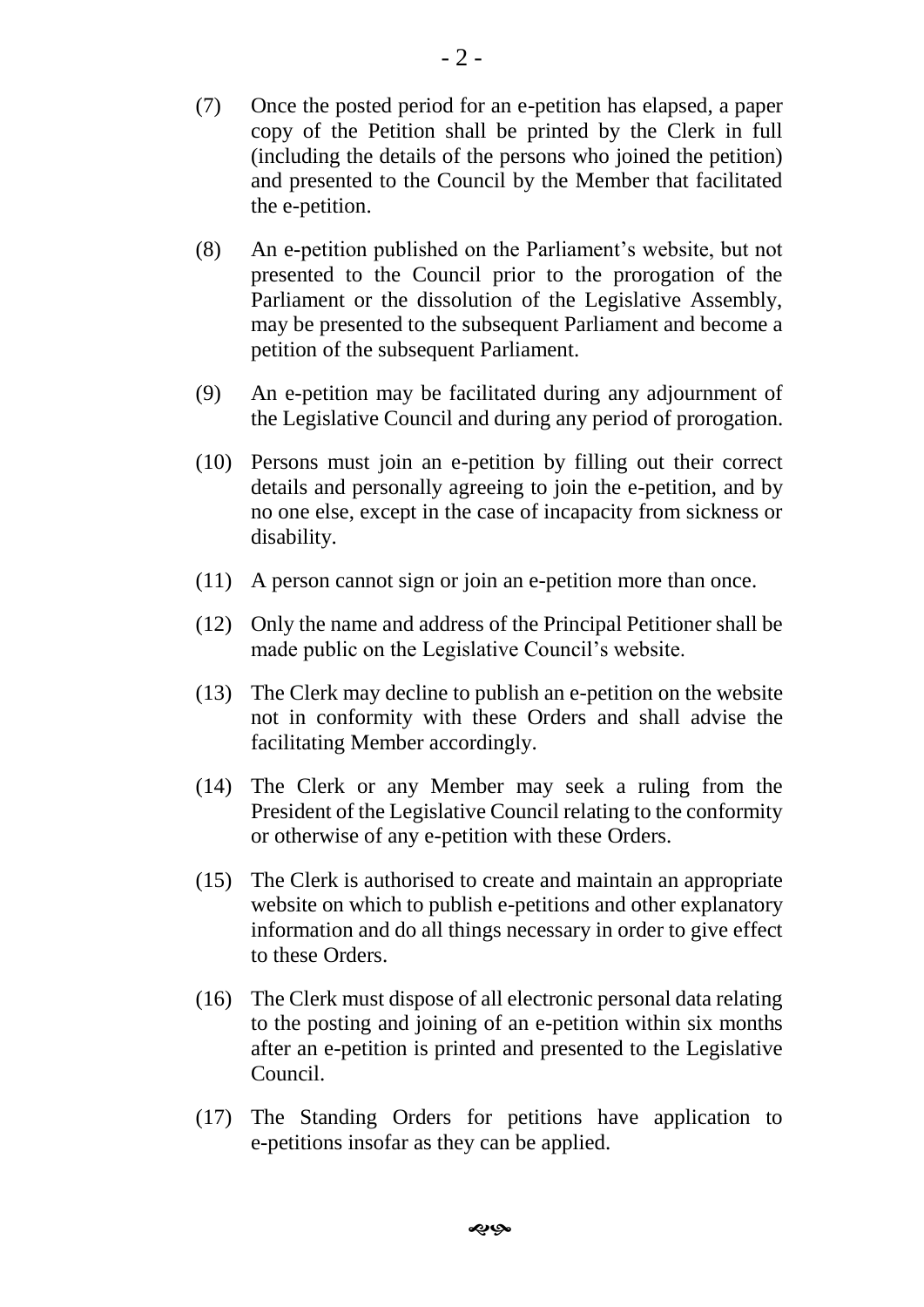(7) Once the posted period for an e-petition has elapsed, a paper copy of the Petition shall be printed by the Clerk in full (including the details of the persons who joined the petition) and presented to the Council by the Member that facilitated the e-petition.

(8) An e-petition published on the Parliament's website, but not presented to the Council prior to the prorogation of the Parliament or the dissolution of the Legislative Assembly, may be presented to the subsequent Parliament and become a petition of the subsequent Parliament.

(9) An e-petition may be facilitated during any adjournment of the Legislative Council and during any period of prorogation.

(10) Persons must join an e-petition by filling out their correct details and personally agreeing to join the e-petition, and by no one else, except in the case of incapacity from sickness or disability.

(11) A person cannot sign or join an e-petition more than once.

(12) Only the name and address of the Principal Petitioner shall be made public on the Legislative Council's website.

(13) The Clerk may decline to publish an e-petition on the website not in conformity with these Orders and shall advise the facilitating Member accordingly.

(14) The Clerk or any Member may seek a ruling from the President of the Legislative Council relating to the conformity or otherwise of any e-petition with these Orders.

(15) The Clerk is authorised to create and maintain an appropriate website on which to publish e-petitions and other explanatory information and do all things necessary in order to give effect to these Orders.

(16) The Clerk must dispose of all electronic personal data relating to the posting and joining of an e-petition within six months after an e-petition is printed and presented to the Legislative Council.

(17) The Standing Orders for petitions have application to e-petitions insofar as they can be applied.